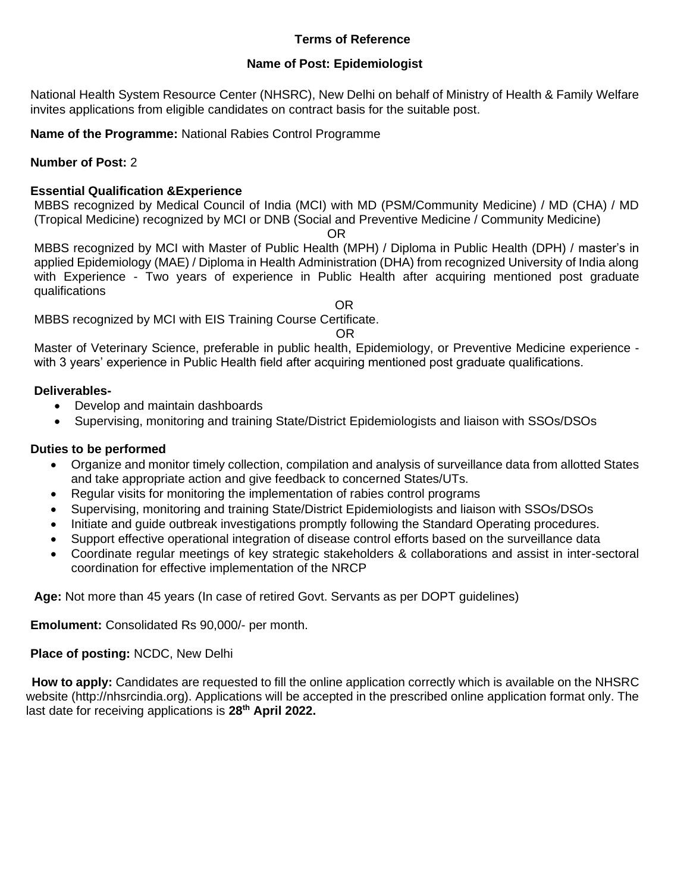# Terms of Reference

## Name of Post: Epidemiologist

National Health System Resource Center (NHSRC), New Delhi on behalf of Ministry of Health & Family Welfare invites applications from eligible candidates on contract basis for the suitable post.

**Name of the Programme:** National Rabies Control Programme

**Number of Post:** 2

**Essential Qualification &Experience**

MBBS recognized by Medical Council of India (MCI) with MD (PSM/Community Medicine) / MD (CHA) / MD (Tropical Medicine) recognized by MCI or DNB (Social and Preventive Medicine / Community Medicine)

OR

MBBS recognized by MCI with Master of Public Health (MPH) / Diploma in Public Health (DPH) / master's in applied Epidemiology (MAE) / Diploma in Health Administration (DHA) from recognized University of India along with Experience - Two years of experience in Public Health after acquiring mentioned post graduate qualifications

OR

MBBS recognized by MCI with EIS Training Course Certificate.

OR

Master of Veterinary Science, preferable in public health, Epidemiology, or Preventive Medicine experience - with 3 years' experience in Public Health field after acquiring mentioned post graduate qualifications.

**Deliverables-**

- Develop and maintain dashboards
- Supervising, monitoring and training State/District Epidemiologists and liaison with SSOs/DSOs

**Duties to be performed**

- Organize and monitor timely collection, compilation and analysis of surveillance data from allotted States and take appropriate action and give feedback to concerned States/UTs.
- Regular visits for monitoring the implementation of rabies control programs
- Supervising, monitoring and training State/District Epidemiologists and liaison with SSOs/DSOs
- Initiate and guide outbreak investigations promptly following the Standard Operating procedures.
- Support effective operational integration of disease control efforts based on the surveillance data
- Coordinate regular meetings of key strategic stakeholders & collaborations and assist in inter-sectoral coordination for effective implementation of the NRCP

**Age:** Not more than 45 years (In case of retired Govt. Servants as per DOPT guidelines)

**Emolument:** Consolidated Rs 90,000/- per month.

**Place of posting:** NCDC, New Delhi

**How to apply:** Candidates are requested to fill the online application correctly which is available on the NHSRC website (http://nhsrcindia.org). Applications will be accepted in the prescribed online application format only. The last date for receiving applications is **28th April 2022.**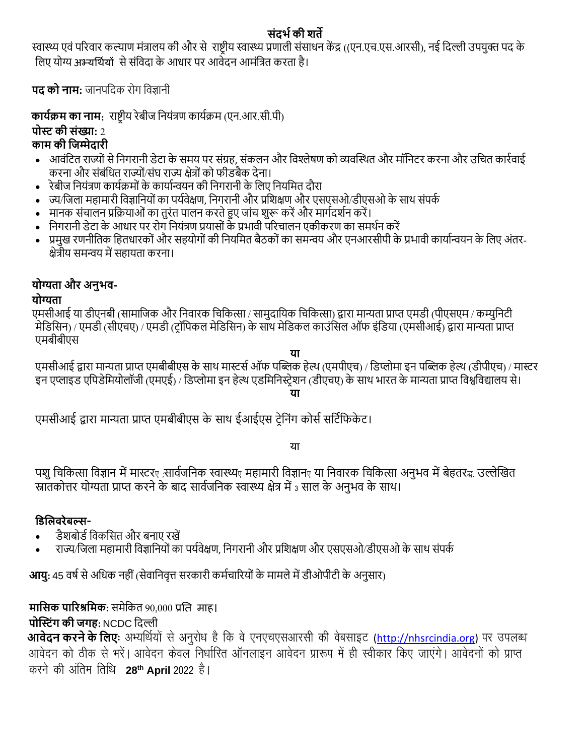## संदर्भ की शर्तें

स्वास्थ्य एवं परिवार कल्याण मंत्रालय की और से राष्ट्रीय स्वास्थ्य प्रणाली संसाधन केंद्र ((एन.एच.एस.आरसी), नई दिल्ली उपयुक्त पद के लिए योग्य अभ्यर्थियों से संविदा के आधार पर आवेदन आमंत्रित करता है।

**पद को नाम:** जानपदिक रोग विज्ञानी

**कार्यक्रम का नाम:** राष्ट्रीय रेबीज नियंत्रण कार्यक्रम (एन.आर.सी.पी)

**पोस्ट की संख्या:** 2

**काम की जिम्मेदारी**

- आवंटित राज्यों से निगरानी डेटा के समय पर संग्रह, संकलन और विश्लेषण को व्यवस्थित और मॉनिटर करना और उचित कार्रवाई करना और संबंधित राज्यों/संघ राज्य क्षेत्रों को फीडबैक देना।
- रेबीज नियंत्रण कार्यक्रमों के कार्यान्वयन की निगरानी के लिए नियमित दौरा
- ज्य/जिला महामारी विज्ञानियों का पर्यवेक्षण, निगरानी और प्रशिक्षण और एसएसओ/डीएसओ के साथ संपर्क
- मानक संचालन प्रक्रियाओं का तुरंत पालन करते हुए जांच शुरू करें और मार्गदर्शन करें।
- निगरानी डेटा के आधार पर रोग नियंत्रण प्रयासों के प्रभावी परिचालन एकीकरण का समर्थन करें
- प्रमुख रणनीतिक हितधारकों और सहयोगों की नियमित बैठकों का समन्वय और एनआरसीपी के प्रभावी कार्यान्वयन के लिए अंतर-क्षेत्रीय समन्वय में सहायता करना।

**योग्यता और अनुभव-**

**योग्यता**

एमसीआई या डीएनबी (सामाजिक और निवारक चिकित्सा / सामुदायिक चिकित्सा) द्वारा मान्यता प्राप्त एमडी (पीएसएम / कम्युनिटी मेडिसिन) / एमडी (सीएचए) / एमडी (ट्रॉपिकल मेडिसिन) के साथ मेडिकल काउंसिल ऑफ इंडिया (एमसीआई) द्वारा मान्यता प्राप्त एमबीबीएस

**या**

एमसीआई द्वारा मान्यता प्राप्त एमबीबीएस के साथ मास्टर्स ऑफ पब्लिक हेल्थ (एमपीएच) / डिप्लोमा इन पब्लिक हेल्थ (डीपीएच) / मास्टर इन एप्लाइड एपिडेमियोलॉजी (एमएई) / डिप्लोमा इन हेल्थ एडमिनिस्ट्रेशन (डीएचए) के साथ भारत के मान्यता प्राप्त विश्वविद्यालय से।

**या**

एमसीआई द्वारा मान्यता प्राप्त एमबीबीएस के साथ ईआईएस ट्रेनिंग कोर्स सर्टिफिकेट।

या

पशु चिकित्सा विज्ञान में मास्टरए ;सार्वजनिक स्वास्थ्यए महामारी विज्ञानए या निवारक चिकित्सा अनुभव में बेहतरद्व. उल्लेखित स्नातकोत्तर योग्यता प्राप्त करने के बाद सार्वजनिक स्वास्थ्य क्षेत्र में 3 साल के अनुभव के साथ।

**डिलिवरेबल्स-**

- डैशबोर्ड विकसित और बनाए रखें
- राज्य/जिला महामारी विज्ञानियों का पर्यवेक्षण, निगरानी और प्रशिक्षण और एसएसओ/डीएसओ के साथ संपर्क

**आयु:** 45 वर्ष से अधिक नहीं (सेवानिवृत्त सरकारी कर्मचारियों के मामले में डीओपीटी के अनुसार)

**मासिक पारिश्रमिक:** समेकित 90,000 प्रति माह।

**पोस्टिंग की जगह:** NCDC दिल्ली

**आवेदन करने के लिए:** अभ्यर्थियों से अनुरोध है कि वे एनएचएसआरसी की वेबसाइट (http://nhsrcindia.org) पर उपलब्ध आवेदन को ठीक से भरें। आवेदन केवल निर्धारित ऑनलाइन आवेदन प्रारूप में ही स्वीकार किए जाएंगे। आवेदनों को प्राप्त करने की अंतिम तिथि **28th April** 2022 है।